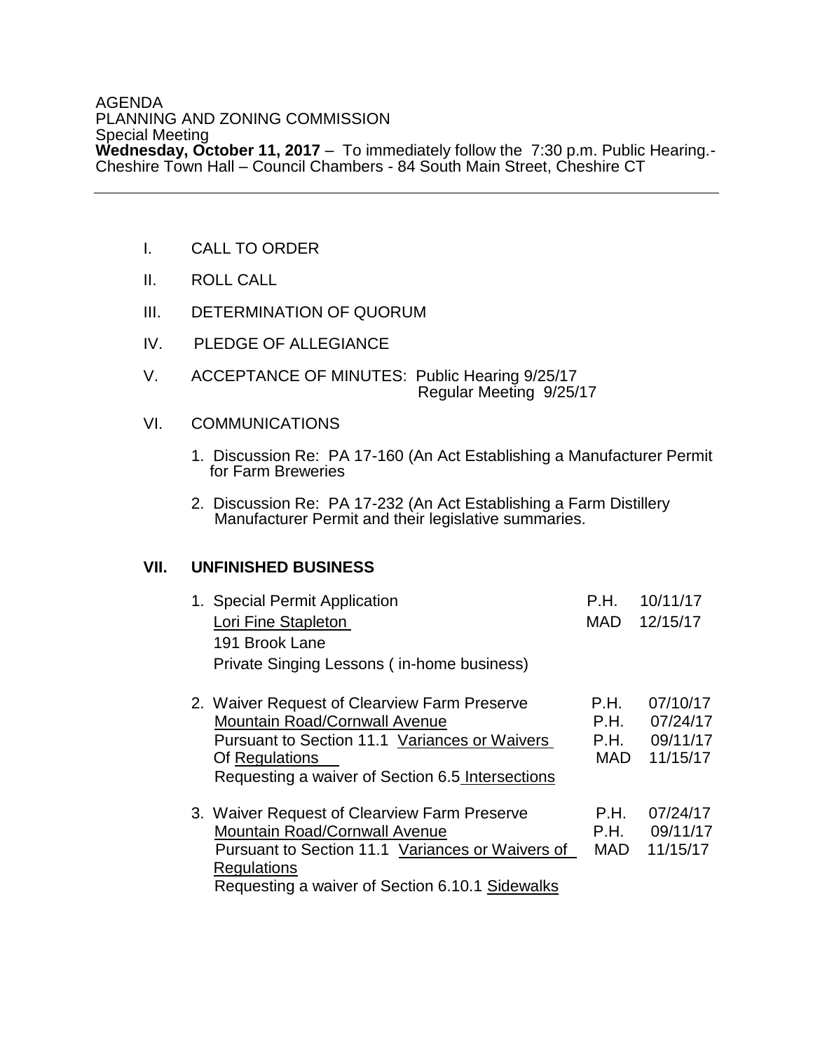AGENDA
PLANNING AND ZONING COMMISSION
Special Meeting
**Wednesday, October 11, 2017** – To immediately follow the 7:30 p.m. Public Hearing.- Cheshire Town Hall – Council Chambers - 84 South Main Street, Cheshire CT

---

I. CALL TO ORDER

II. ROLL CALL

III. DETERMINATION OF QUORUM

IV. PLEDGE OF ALLEGIANCE

V. ACCEPTANCE OF MINUTES: Public Hearing 9/25/17
Regular Meeting 9/25/17

VI. COMMUNICATIONS

1. Discussion Re: PA 17-160 (An Act Establishing a Manufacturer Permit for Farm Breweries

2. Discussion Re: PA 17-232 (An Act Establishing a Farm Distillery Manufacturer Permit and their legislative summaries.

**VII. UNFINISHED BUSINESS**

1. Special Permit Application — P.H. 10/11/17; MAD 12/15/17
   Lori Fine Stapleton
   191 Brook Lane
   Private Singing Lessons ( in-home business)

2. Waiver Request of Clearview Farm Preserve — P.H. 07/10/17; P.H. 07/24/17; P.H. 09/11/17; MAD 11/15/17
   Mountain Road/Cornwall Avenue
   Pursuant to Section 11.1 Variances or Waivers Of Regulations
   Requesting a waiver of Section 6.5 Intersections

3. Waiver Request of Clearview Farm Preserve — P.H. 07/24/17; P.H. 09/11/17; MAD 11/15/17
   Mountain Road/Cornwall Avenue
   Pursuant to Section 11.1 Variances or Waivers of Regulations
   Requesting a waiver of Section 6.10.1 Sidewalks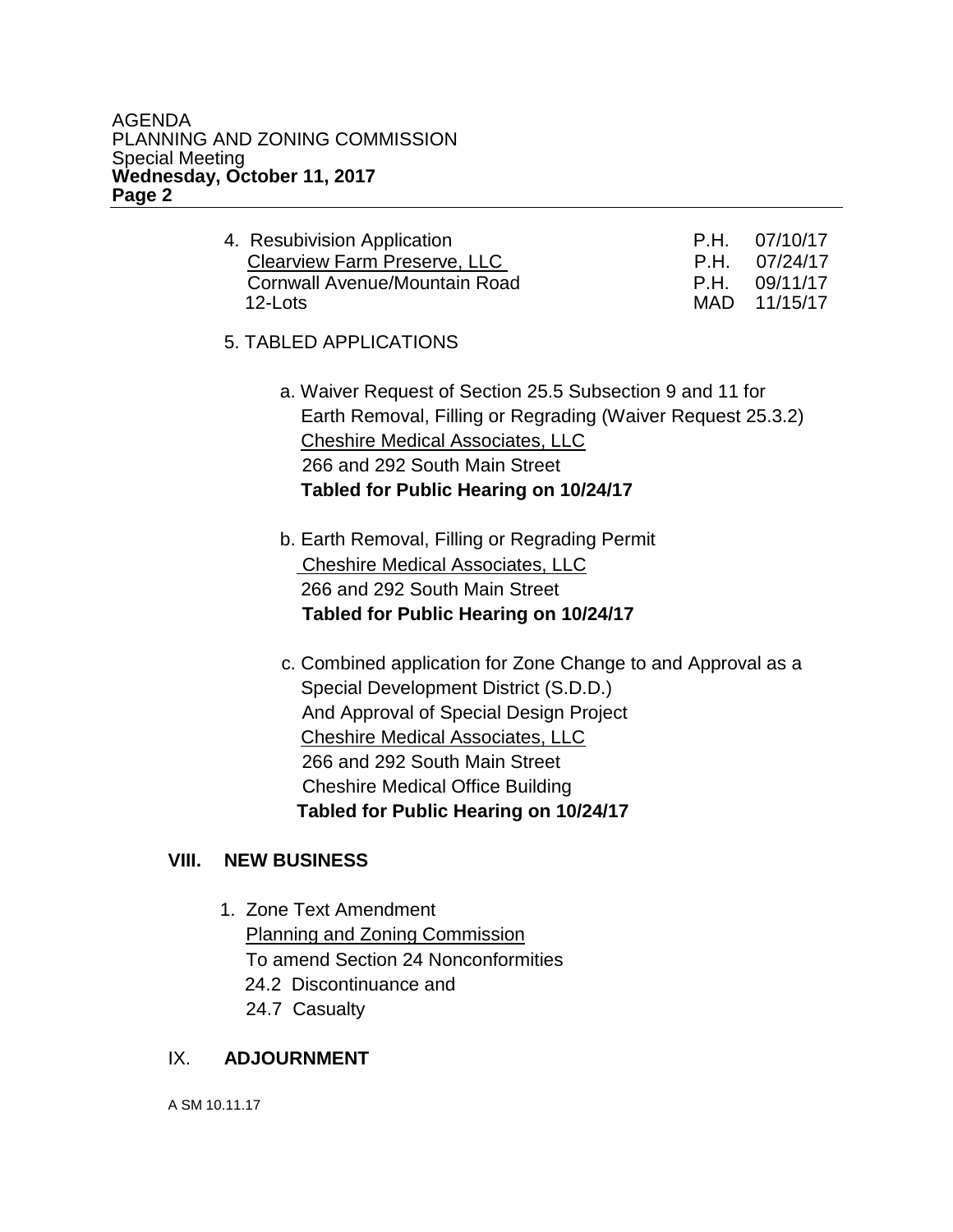4. Resubivision Application — P.H. 07/10/17
   Clearview Farm Preserve, LLC — P.H. 07/24/17
   Cornwall Avenue/Mountain Road — P.H. 09/11/17
   12-Lots — MAD 11/15/17

5. TABLED APPLICATIONS

   a. Waiver Request of Section 25.5 Subsection 9 and 11 for Earth Removal, Filling or Regrading (Waiver Request 25.3.2)
      Cheshire Medical Associates, LLC
      266 and 292 South Main Street
      **Tabled for Public Hearing on 10/24/17**

   b. Earth Removal, Filling or Regrading Permit
      Cheshire Medical Associates, LLC
      266 and 292 South Main Street
      **Tabled for Public Hearing on 10/24/17**

   c. Combined application for Zone Change to and Approval as a Special Development District (S.D.D.)
      And Approval of Special Design Project
      Cheshire Medical Associates, LLC
      266 and 292 South Main Street
      Cheshire Medical Office Building
      **Tabled for Public Hearing on 10/24/17**

## VIII. NEW BUSINESS

1. Zone Text Amendment
   Planning and Zoning Commission
   To amend Section 24 Nonconformities
   24.2 Discontinuance and
   24.7 Casualty

## IX. ADJOURNMENT

A SM 10.11.17